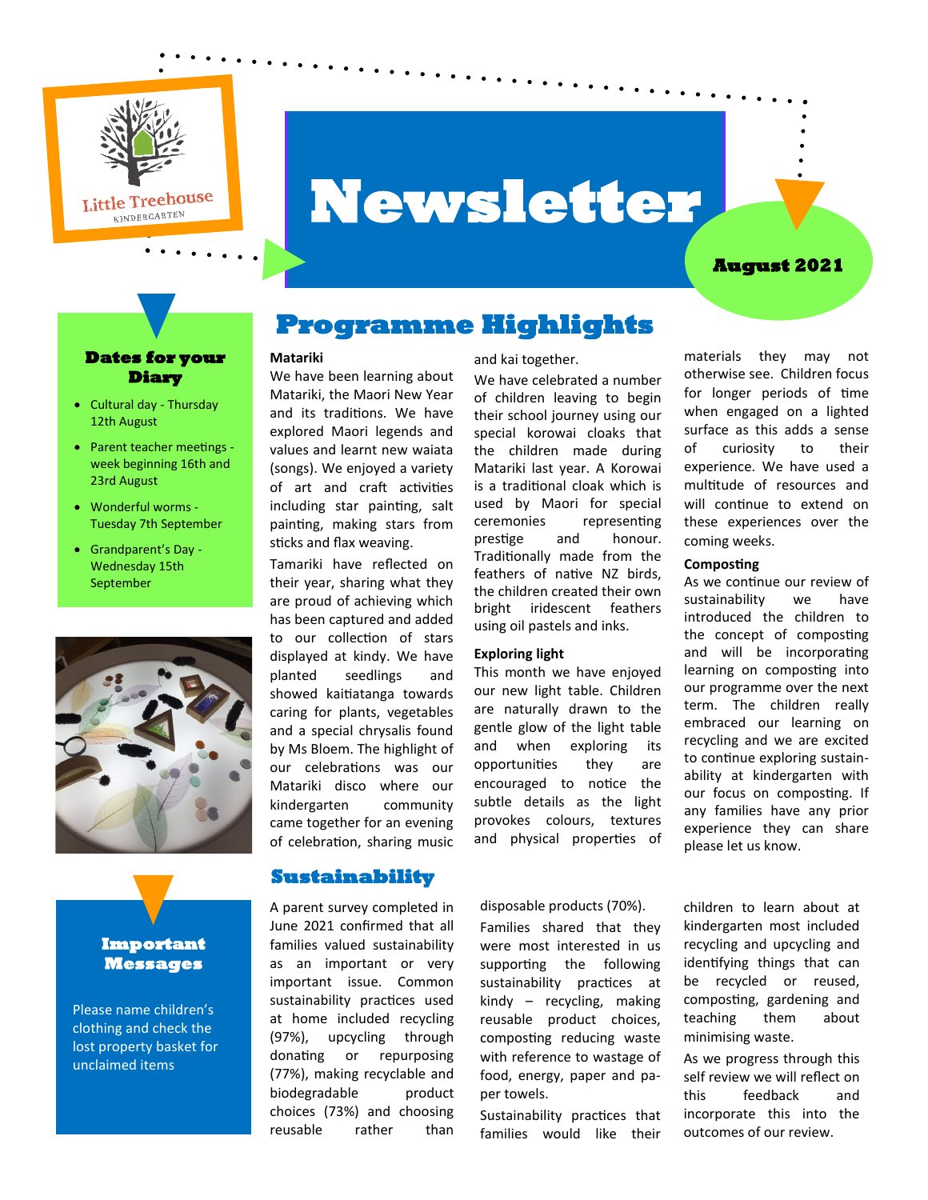Little Treehouse KINDERGARTEN

# Newsletter

**August 2021**

## Dates for your Diary

- Cultural day - Thursday 12th August
- Parent teacher meetings - week beginning 16th and 23rd August
- Wonderful worms - Tuesday 7th September
- Grandparent's Day - Wednesday 15th September

## Programme Highlights

**Matariki**

We have been learning about Matariki, the Maori New Year and its traditions. We have explored Maori legends and values and learnt new waiata (songs). We enjoyed a variety of art and craft activities including star painting, salt painting, making stars from sticks and flax weaving.

Tamariki have reflected on their year, sharing what they are proud of achieving which has been captured and added to our collection of stars displayed at kindy. We have planted seedlings and showed kaitiatanga towards caring for plants, vegetables and a special chrysalis found by Ms Bloem. The highlight of our celebrations was our Matariki disco where our kindergarten community came together for an evening of celebration, sharing music and kai together.

We have celebrated a number of children leaving to begin their school journey using our special korowai cloaks that the children made during Matariki last year. A Korowai is a traditional cloak which is used by Maori for special ceremonies representing prestige and honour. Traditionally made from the feathers of native NZ birds, the children created their own bright iridescent feathers using oil pastels and inks.

**Exploring light**

This month we have enjoyed our new light table. Children are naturally drawn to the gentle glow of the light table and when exploring its opportunities they are encouraged to notice the subtle details as the light provokes colours, textures and physical properties of materials they may not otherwise see. Children focus for longer periods of time when engaged on a lighted surface as this adds a sense of curiosity to their experience. We have used a multitude of resources and will continue to extend on these experiences over the coming weeks.

**Composting**

As we continue our review of sustainability we have introduced the children to the concept of composting and will be incorporating learning on composting into our programme over the next term. The children really embraced our learning on recycling and we are excited to continue exploring sustainability at kindergarten with our focus on composting. If any families have any prior experience they can share please let us know.

## Important Messages

Please name children's clothing and check the lost property basket for unclaimed items

## Sustainability

A parent survey completed in June 2021 confirmed that all families valued sustainability as an important or very important issue. Common sustainability practices used at home included recycling (97%), upcycling through donating or repurposing (77%), making recyclable and biodegradable product choices (73%) and choosing reusable rather than disposable products (70%).

Families shared that they were most interested in us supporting the following sustainability practices at kindy – recycling, making reusable product choices, composting reducing waste with reference to wastage of food, energy, paper and paper towels.

Sustainability practices that families would like their children to learn about at kindergarten most included recycling and upcycling and identifying things that can be recycled or reused, composting, gardening and teaching them about minimising waste.

As we progress through this self review we will reflect on this feedback and incorporate this into the outcomes of our review.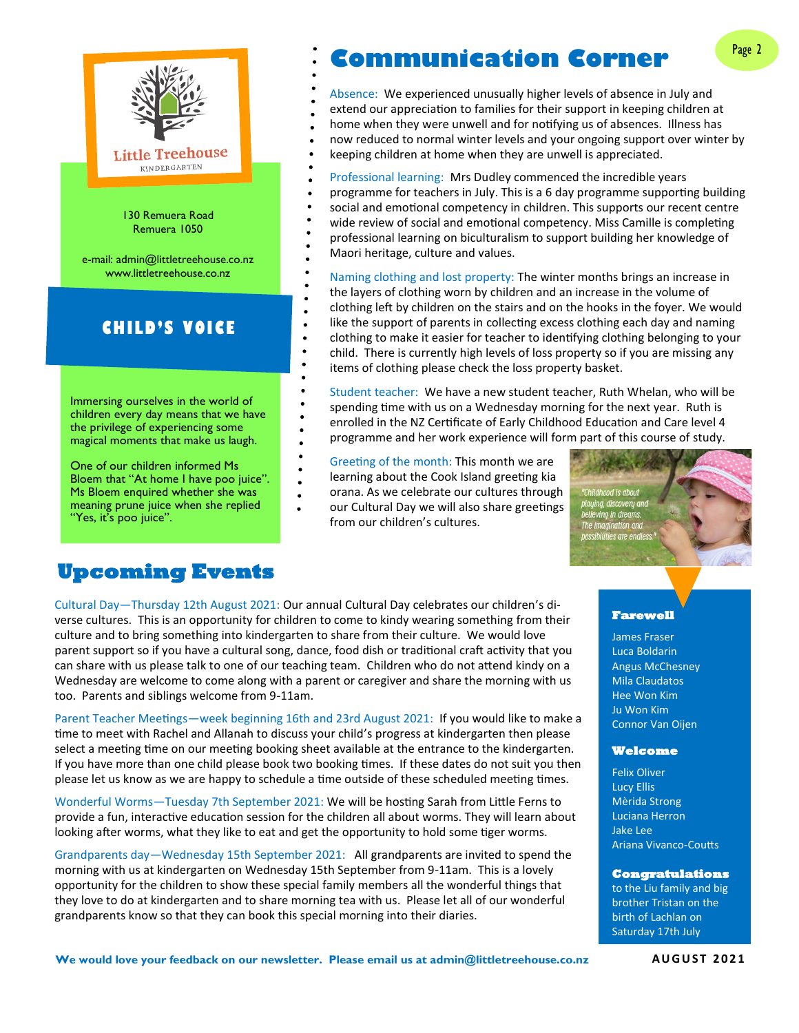Little Treehouse
KINDERGARTEN

130 Remuera Road
Remuera 1050

e-mail: admin@littletreehouse.co.nz
www.littletreehouse.co.nz

## CHILD'S VOICE

Immersing ourselves in the world of children every day means that we have the privilege of experiencing some magical moments that make us laugh.

One of our children informed Ms Bloem that "At home I have poo juice". Ms Bloem enquired whether she was meaning prune juice when she replied "Yes, it's poo juice".

# Communication Corner

Absence: We experienced unusually higher levels of absence in July and extend our appreciation to families for their support in keeping children at home when they were unwell and for notifying us of absences. Illness has now reduced to normal winter levels and your ongoing support over winter by keeping children at home when they are unwell is appreciated.

Professional learning: Mrs Dudley commenced the incredible years programme for teachers in July. This is a 6 day programme supporting building social and emotional competency in children. This supports our recent centre wide review of social and emotional competency. Miss Camille is completing professional learning on biculturalism to support building her knowledge of Maori heritage, culture and values.

Naming clothing and lost property: The winter months brings an increase in the layers of clothing worn by children and an increase in the volume of clothing left by children on the stairs and on the hooks in the foyer. We would like the support of parents in collecting excess clothing each day and naming clothing to make it easier for teacher to identifying clothing belonging to your child. There is currently high levels of loss property so if you are missing any items of clothing please check the loss property basket.

Student teacher: We have a new student teacher, Ruth Whelan, who will be spending time with us on a Wednesday morning for the next year. Ruth is enrolled in the NZ Certificate of Early Childhood Education and Care level 4 programme and her work experience will form part of this course of study.

Greeting of the month: This month we are learning about the Cook Island greeting kia orana. As we celebrate our cultures through our Cultural Day we will also share greetings from our children's cultures.

"Childhood is about playing, discovery and believing in dreams. The imagination and possibilities are endless."

# Upcoming Events

Cultural Day—Thursday 12th August 2021: Our annual Cultural Day celebrates our children's diverse cultures. This is an opportunity for children to come to kindy wearing something from their culture and to bring something into kindergarten to share from their culture. We would love parent support so if you have a cultural song, dance, food dish or traditional craft activity that you can share with us please talk to one of our teaching team. Children who do not attend kindy on a Wednesday are welcome to come along with a parent or caregiver and share the morning with us too. Parents and siblings welcome from 9-11am.

Parent Teacher Meetings—week beginning 16th and 23rd August 2021: If you would like to make a time to meet with Rachel and Allanah to discuss your child's progress at kindergarten then please select a meeting time on our meeting booking sheet available at the entrance to the kindergarten. If you have more than one child please book two booking times. If these dates do not suit you then please let us know as we are happy to schedule a time outside of these scheduled meeting times.

Wonderful Worms—Tuesday 7th September 2021: We will be hosting Sarah from Little Ferns to provide a fun, interactive education session for the children all about worms. They will learn about looking after worms, what they like to eat and get the opportunity to hold some tiger worms.

Grandparents day—Wednesday 15th September 2021: All grandparents are invited to spend the morning with us at kindergarten on Wednesday 15th September from 9-11am. This is a lovely opportunity for the children to show these special family members all the wonderful things that they love to do at kindergarten and to share morning tea with us. Please let all of our wonderful grandparents know so that they can book this special morning into their diaries.

### Farewell

James Fraser
Luca Boldarin
Angus McChesney
Mila Claudatos
Hee Won Kim
Ju Won Kim
Connor Van Oijen

### Welcome

Felix Oliver
Lucy Ellis
Mèrida Strong
Luciana Herron
Jake Lee
Ariana Vivanco-Coutts

### Congratulations

to the Liu family and big brother Tristan on the birth of Lachlan on Saturday 17th July

**We would love your feedback on our newsletter. Please email us at admin@littletreehouse.co.nz**

AUGUST 2021